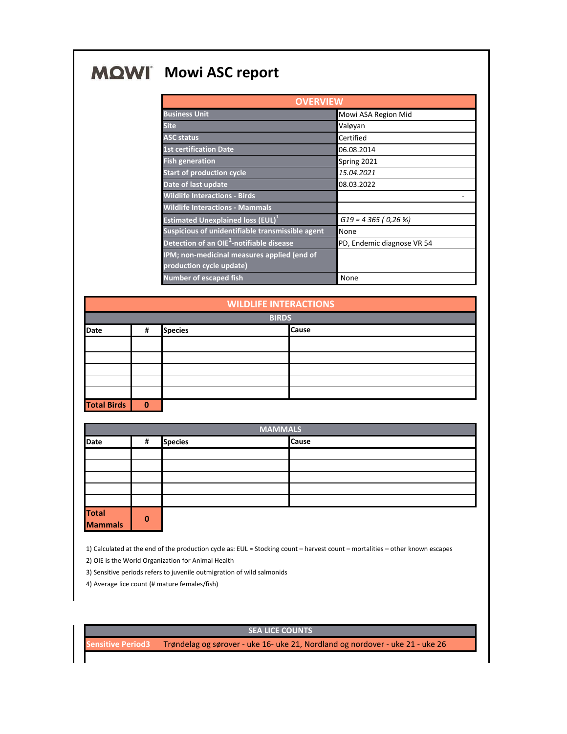# MOWI Mowi ASC report

| OVERVIEW | |
|---|---|
| Business Unit | Mowi ASA Region Mid |
| Site | Valøyan |
| ASC status | Certified |
| 1st certification Date | 06.08.2014 |
| Fish generation | Spring 2021 |
| Start of production cycle | *15.04.2021* |
| Date of last update | 08.03.2022 |
| Wildlife Interactions - Birds | - |
| Wildlife Interactions - Mammals | |
| Estimated Unexplained loss (EUL)[1] | *G19 = 4 365 ( 0,26 %)* |
| Suspicious of unidentifiable transmissible agent | None |
| Detection of an OIE[2]-notifiable disease | PD, Endemic diagnose VR 54 |
| IPM; non-medicinal measures applied (end of production cycle update) | |
| Number of escaped fish | None |

## WILDLIFE INTERACTIONS

### BIRDS

| Date | # | Species | Cause |
|---|---|---|---|
| | | | |
| | | | |
| | | | |
| | | | |
| | | | |
| **Total Birds** | **0** | | |

### MAMMALS

| Date | # | Species | Cause |
|---|---|---|---|
| | | | |
| | | | |
| | | | |
| | | | |
| | | | |
| **Total Mammals** | **0** | | |

1) Calculated at the end of the production cycle as: EUL = Stocking count – harvest count – mortalities – other known escapes

2) OIE is the World Organization for Animal Health

3) Sensitive periods refers to juvenile outmigration of wild salmonids

4) Average lice count (# mature females/fish)

## SEA LICE COUNTS

| Sensitive Period3 | Trøndelag og sørover - uke 16- uke 21, Nordland og nordover - uke 21 - uke 26 |
|---|---|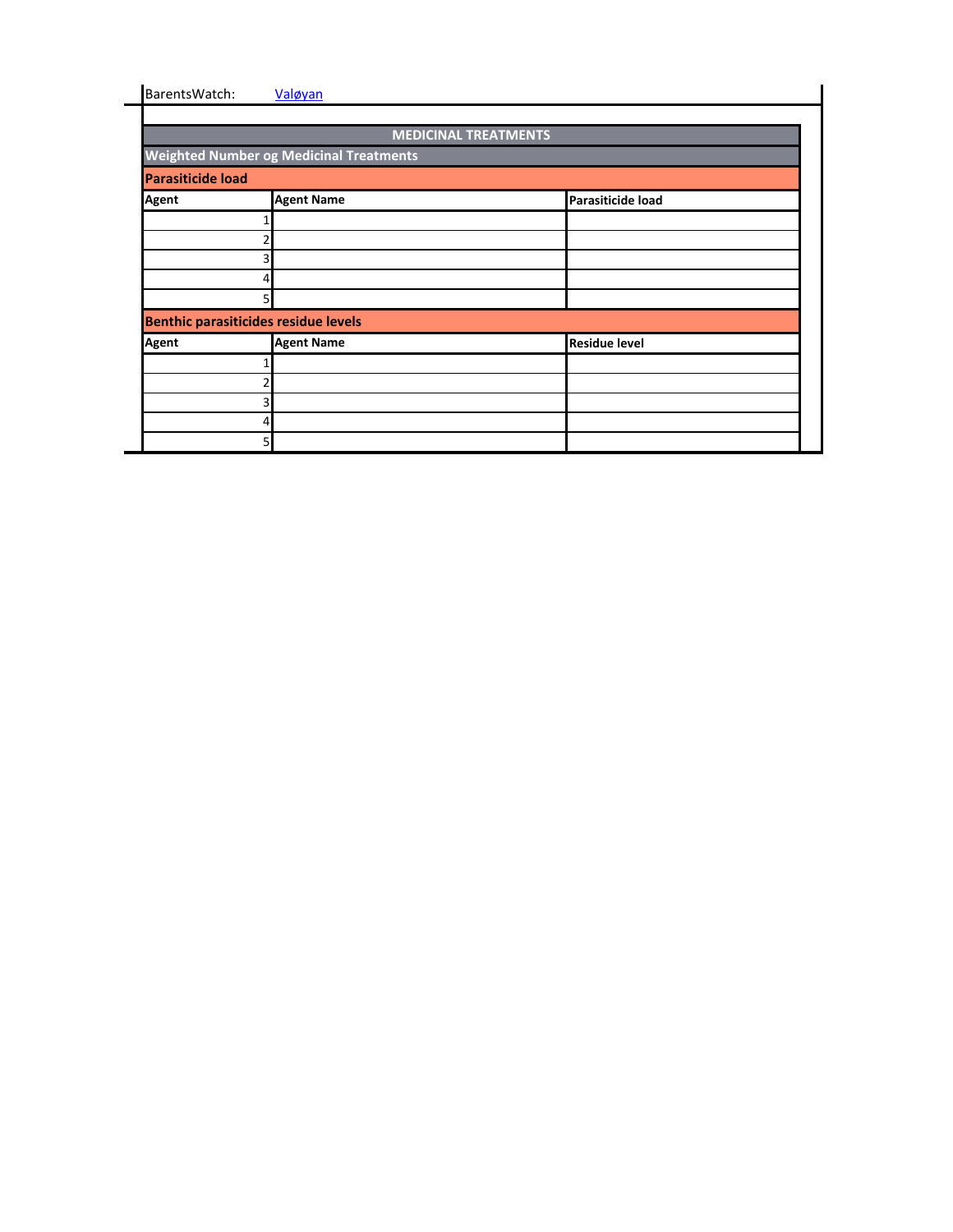BarentsWatch: Valøyan

| MEDICINAL TREATMENTS | | |
|---|---|---|
| **Weighted Number og Medicinal Treatments** | | |
| **Parasiticide load** | | |
| **Agent** | **Agent Name** | **Parasiticide load** |
| 1 | | |
| 2 | | |
| 3 | | |
| 4 | | |
| 5 | | |
| **Benthic parasiticides residue levels** | | |
| **Agent** | **Agent Name** | **Residue level** |
| 1 | | |
| 2 | | |
| 3 | | |
| 4 | | |
| 5 | | |